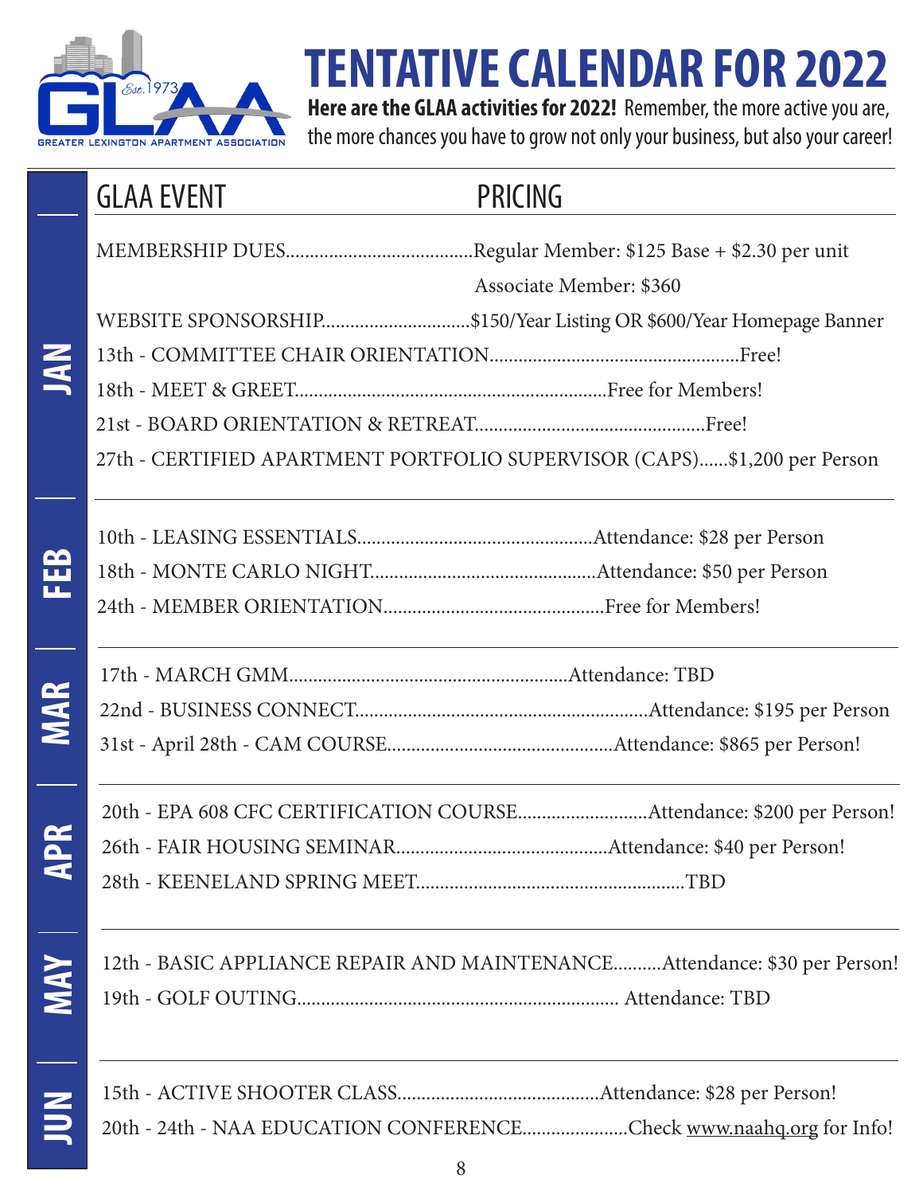GLAA Est. 1973 GREATER LEXINGTON APARTMENT ASSOCIATION

# TENTATIVE CALENDAR FOR 2022

**Here are the GLAA activities for 2022!** Remember, the more active you are, the more chances you have to grow not only your business, but also your career!

| | GLAA EVENT | PRICING |
|---|---|---|
| | MEMBERSHIP DUES | Regular Member: $125 Base + $2.30 per unit<br>Associate Member: $360 |
| | WEBSITE SPONSORSHIP | $150/Year Listing OR $600/Year Homepage Banner |
| **JAN** | 13th - COMMITTEE CHAIR ORIENTATION | Free! |
| | 18th - MEET & GREET | Free for Members! |
| | 21st - BOARD ORIENTATION & RETREAT | Free! |
| | 27th - CERTIFIED APARTMENT PORTFOLIO SUPERVISOR (CAPS) | $1,200 per Person |
| **FEB** | 10th - LEASING ESSENTIALS | Attendance: $28 per Person |
| | 18th - MONTE CARLO NIGHT | Attendance: $50 per Person |
| | 24th - MEMBER ORIENTATION | Free for Members! |
| **MAR** | 17th - MARCH GMM | Attendance: TBD |
| | 22nd - BUSINESS CONNECT | Attendance: $195 per Person |
| | 31st - April 28th - CAM COURSE | Attendance: $865 per Person! |
| **APR** | 20th - EPA 608 CFC CERTIFICATION COURSE | Attendance: $200 per Person! |
| | 26th - FAIR HOUSING SEMINAR | Attendance: $40 per Person! |
| | 28th - KEENELAND SPRING MEET | TBD |
| **MAY** | 12th - BASIC APPLIANCE REPAIR AND MAINTENANCE | Attendance: $30 per Person! |
| | 19th - GOLF OUTING | Attendance: TBD |
| **JUN** | 15th - ACTIVE SHOOTER CLASS | Attendance: $28 per Person! |
| | 20th - 24th - NAA EDUCATION CONFERENCE | Check www.naahq.org for Info! |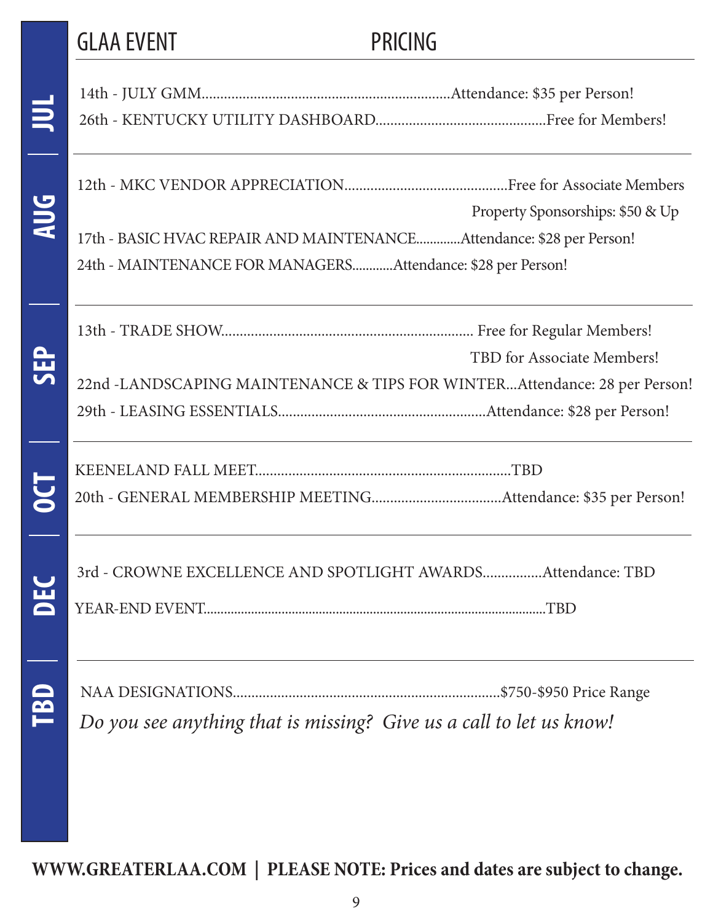| GLAA EVENT | PRICING |
|---|---|

**JUL**

14th - JULY GMM..................................................................Attendance: $35 per Person!

26th - KENTUCKY UTILITY DASHBOARD.............................................Free for Members!

**AUG**

12th - MKC VENDOR APPRECIATION............................................Free for Associate Members

Property Sponsorships: $50 & Up

17th - BASIC HVAC REPAIR AND MAINTENANCE.............Attendance: $28 per Person!

24th - MAINTENANCE FOR MANAGERS............Attendance: $28 per Person!

**SEP**

13th - TRADE SHOW................................................................... Free for Regular Members!

TBD for Associate Members!

22nd -LANDSCAPING MAINTENANCE & TIPS FOR WINTER...Attendance: 28 per Person!

29th - LEASING ESSENTIALS.......................................................Attendance: $28 per Person!

**OCT**

KEENELAND FALL MEET....................................................................TBD

20th - GENERAL MEMBERSHIP MEETING..................................Attendance: $35 per Person!

**DEC**

3rd - CROWNE EXCELLENCE AND SPOTLIGHT AWARDS................Attendance: TBD

YEAR-END EVENT..................................................................................................TBD

**TBD**

NAA DESIGNATIONS.......................................................................$750-$950 Price Range

*Do you see anything that is missing? Give us a call to let us know!*

**WWW.GREATERLAA.COM | PLEASE NOTE: Prices and dates are subject to change.**